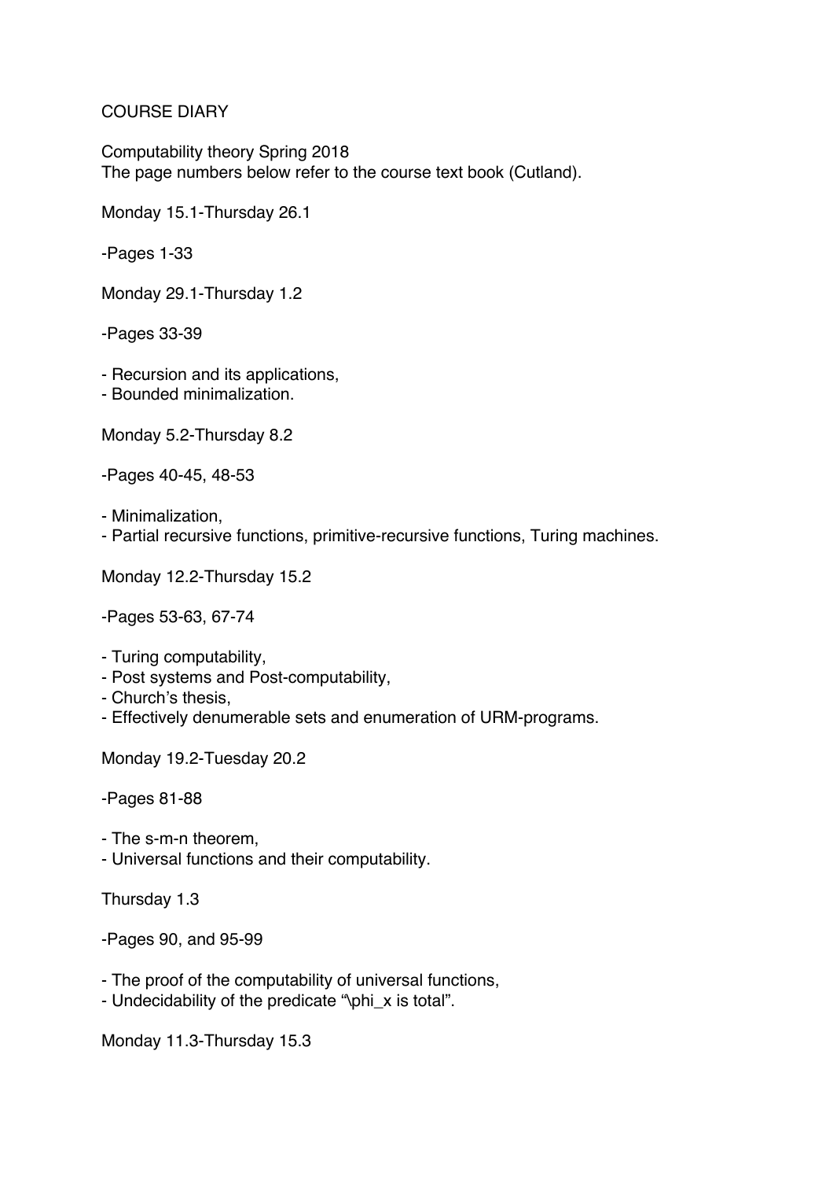COURSE DIARY

Computability theory Spring 2018
The page numbers below refer to the course text book (Cutland).

Monday 15.1-Thursday 26.1

-Pages 1-33

Monday 29.1-Thursday 1.2

-Pages 33-39

- Recursion and its applications,
- Bounded minimalization.

Monday 5.2-Thursday 8.2

-Pages 40-45, 48-53

- Minimalization,
- Partial recursive functions, primitive-recursive functions, Turing machines.

Monday 12.2-Thursday 15.2

-Pages 53-63, 67-74

- Turing computability,
- Post systems and Post-computability,
- Church's thesis,
- Effectively denumerable sets and enumeration of URM-programs.

Monday 19.2-Tuesday 20.2

-Pages 81-88

- The s-m-n theorem,
- Universal functions and their computability.

Thursday 1.3

-Pages 90, and 95-99

- The proof of the computability of universal functions,
- Undecidability of the predicate "$\phi_x$ is total".

Monday 11.3-Thursday 15.3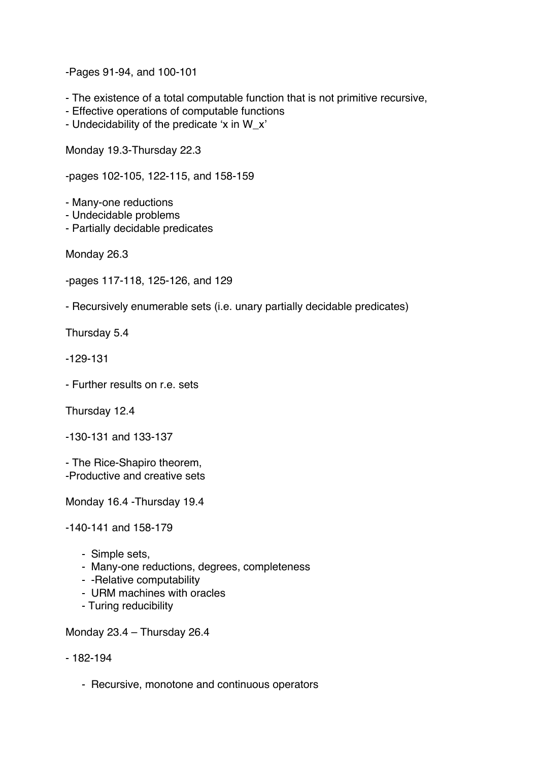-Pages 91-94, and 100-101

- The existence of a total computable function that is not primitive recursive,
- Effective operations of computable functions
- Undecidability of the predicate ‘x in W_x’

Monday 19.3-Thursday 22.3

-pages 102-105, 122-115, and 158-159

- Many-one reductions
- Undecidable problems
- Partially decidable predicates

Monday 26.3

-pages 117-118, 125-126, and 129

- Recursively enumerable sets (i.e. unary partially decidable predicates)

Thursday 5.4

-129-131

- Further results on r.e. sets

Thursday 12.4

-130-131 and 133-137

- The Rice-Shapiro theorem,
-Productive and creative sets

Monday 16.4 -Thursday 19.4

-140-141 and 158-179

- Simple sets,
- Many-one reductions, degrees, completeness
- -Relative computability
- URM machines with oracles
- Turing reducibility

Monday 23.4 – Thursday 26.4

- 182-194

- Recursive, monotone and continuous operators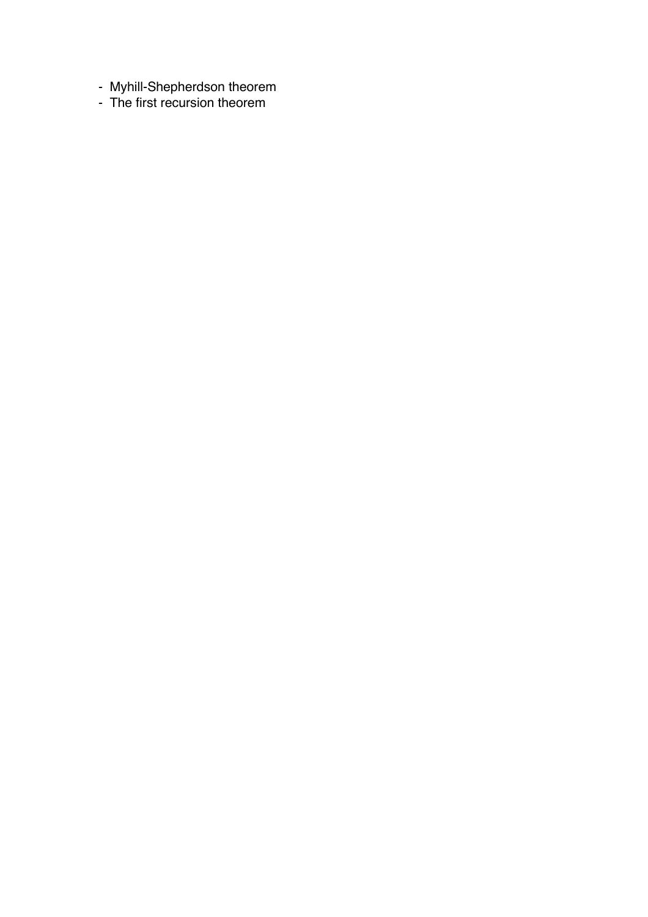- Myhill-Shepherdson theorem
- The first recursion theorem